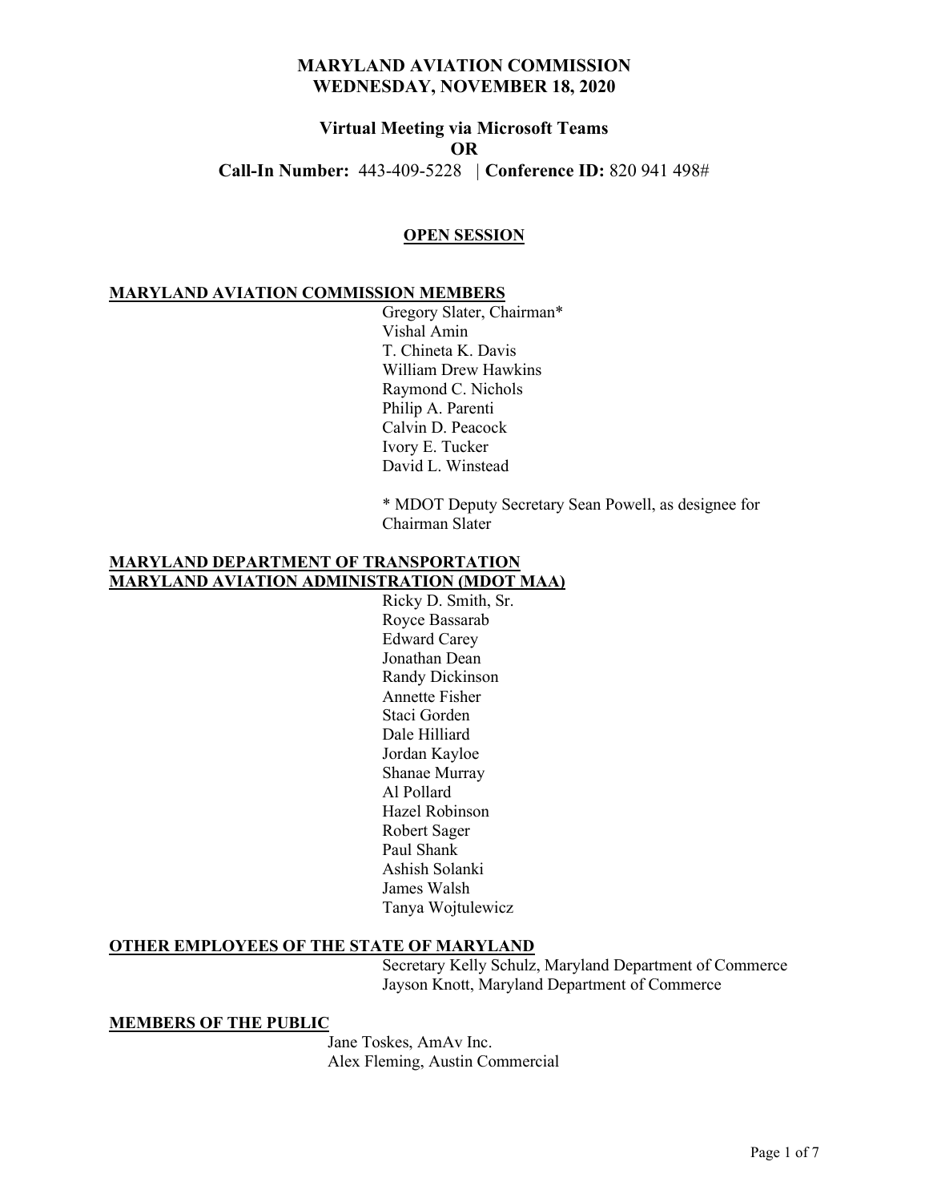# MARYLAND AVIATION COMMISSION
# WEDNESDAY, NOVEMBER 18, 2020

## Virtual Meeting via Microsoft Teams
## OR
**Call-In Number:** 443-409-5228 | **Conference ID:** 820 941 498#

## OPEN SESSION

### MARYLAND AVIATION COMMISSION MEMBERS

Gregory Slater, Chairman*
Vishal Amin
T. Chineta K. Davis
William Drew Hawkins
Raymond C. Nichols
Philip A. Parenti
Calvin D. Peacock
Ivory E. Tucker
David L. Winstead

* MDOT Deputy Secretary Sean Powell, as designee for Chairman Slater

### MARYLAND DEPARTMENT OF TRANSPORTATION MARYLAND AVIATION ADMINISTRATION (MDOT MAA)

Ricky D. Smith, Sr.
Royce Bassarab
Edward Carey
Jonathan Dean
Randy Dickinson
Annette Fisher
Staci Gorden
Dale Hilliard
Jordan Kayloe
Shanae Murray
Al Pollard
Hazel Robinson
Robert Sager
Paul Shank
Ashish Solanki
James Walsh
Tanya Wojtulewicz

### OTHER EMPLOYEES OF THE STATE OF MARYLAND

Secretary Kelly Schulz, Maryland Department of Commerce
Jayson Knott, Maryland Department of Commerce

### MEMBERS OF THE PUBLIC

Jane Toskes, AmAv Inc.
Alex Fleming, Austin Commercial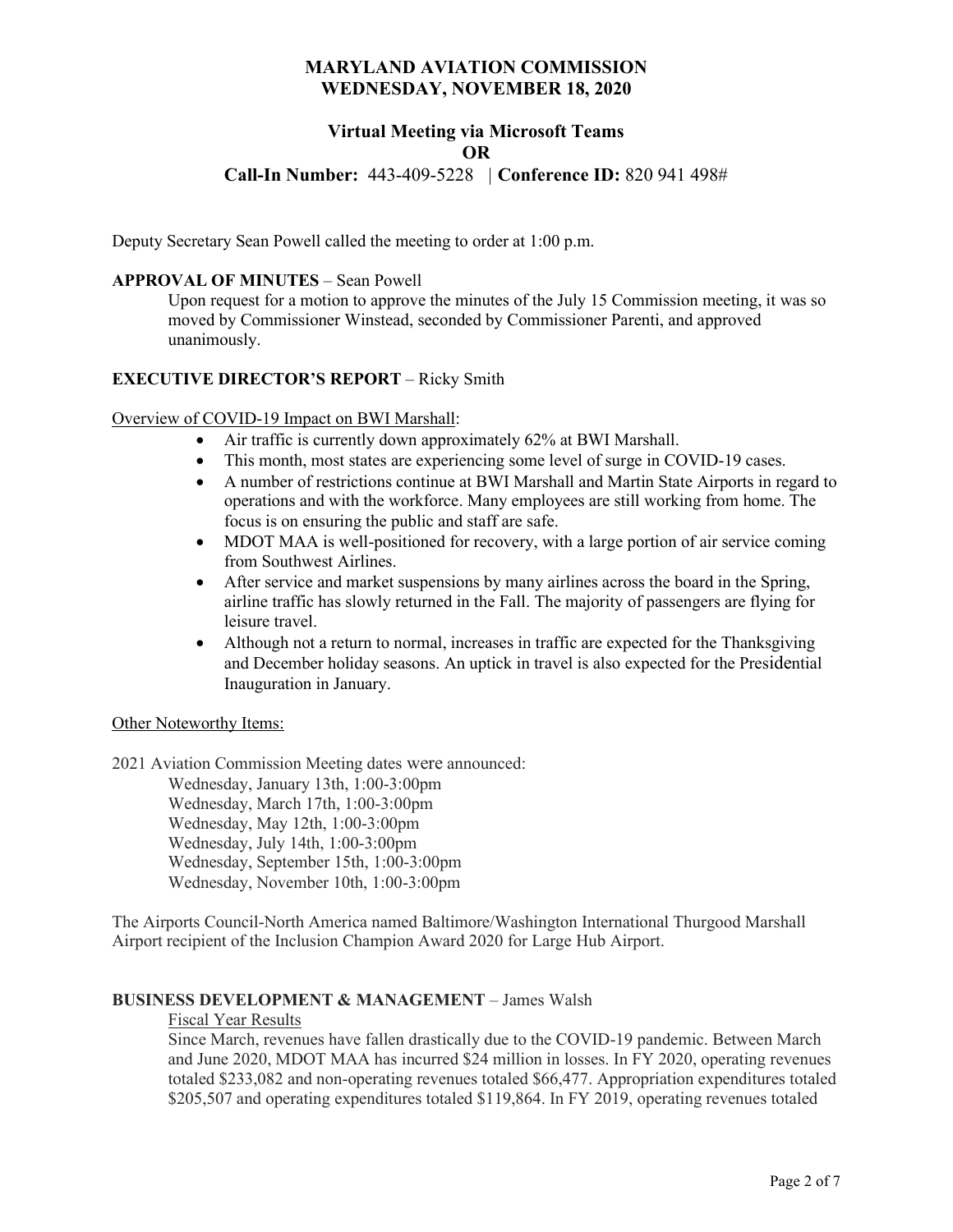# MARYLAND AVIATION COMMISSION
# WEDNESDAY, NOVEMBER 18, 2020

## Virtual Meeting via Microsoft Teams
## OR
## Call-In Number: 443-409-5228 | Conference ID: 820 941 498#

Deputy Secretary Sean Powell called the meeting to order at 1:00 p.m.

**APPROVAL OF MINUTES** – Sean Powell

Upon request for a motion to approve the minutes of the July 15 Commission meeting, it was so moved by Commissioner Winstead, seconded by Commissioner Parenti, and approved unanimously.

**EXECUTIVE DIRECTOR'S REPORT** – Ricky Smith

Overview of COVID-19 Impact on BWI Marshall:

- Air traffic is currently down approximately 62% at BWI Marshall.
- This month, most states are experiencing some level of surge in COVID-19 cases.
- A number of restrictions continue at BWI Marshall and Martin State Airports in regard to operations and with the workforce. Many employees are still working from home. The focus is on ensuring the public and staff are safe.
- MDOT MAA is well-positioned for recovery, with a large portion of air service coming from Southwest Airlines.
- After service and market suspensions by many airlines across the board in the Spring, airline traffic has slowly returned in the Fall. The majority of passengers are flying for leisure travel.
- Although not a return to normal, increases in traffic are expected for the Thanksgiving and December holiday seasons. An uptick in travel is also expected for the Presidential Inauguration in January.

Other Noteworthy Items:

2021 Aviation Commission Meeting dates were announced:

Wednesday, January 13th, 1:00-3:00pm
Wednesday, March 17th, 1:00-3:00pm
Wednesday, May 12th, 1:00-3:00pm
Wednesday, July 14th, 1:00-3:00pm
Wednesday, September 15th, 1:00-3:00pm
Wednesday, November 10th, 1:00-3:00pm

The Airports Council-North America named Baltimore/Washington International Thurgood Marshall Airport recipient of the Inclusion Champion Award 2020 for Large Hub Airport.

**BUSINESS DEVELOPMENT & MANAGEMENT** – James Walsh

Fiscal Year Results

Since March, revenues have fallen drastically due to the COVID-19 pandemic. Between March and June 2020, MDOT MAA has incurred $24 million in losses. In FY 2020, operating revenues totaled $233,082 and non-operating revenues totaled $66,477. Appropriation expenditures totaled $205,507 and operating expenditures totaled $119,864. In FY 2019, operating revenues totaled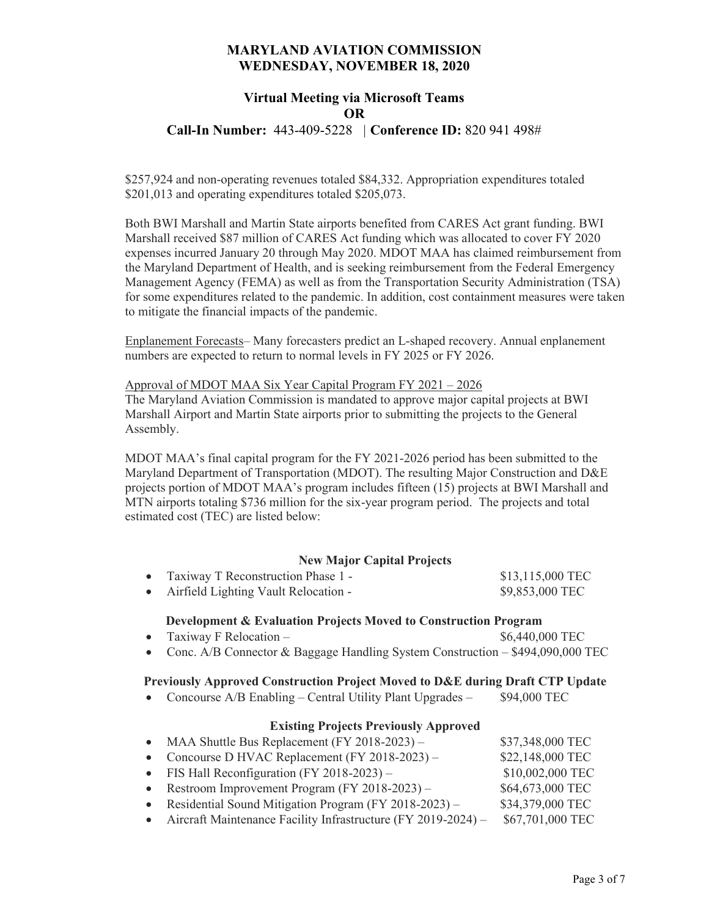# MARYLAND AVIATION COMMISSION
# WEDNESDAY, NOVEMBER 18, 2020

## Virtual Meeting via Microsoft Teams
## OR
## Call-In Number: 443-409-5228 | Conference ID: 820 941 498#

$257,924 and non-operating revenues totaled $84,332. Appropriation expenditures totaled $201,013 and operating expenditures totaled $205,073.

Both BWI Marshall and Martin State airports benefited from CARES Act grant funding. BWI Marshall received $87 million of CARES Act funding which was allocated to cover FY 2020 expenses incurred January 20 through May 2020. MDOT MAA has claimed reimbursement from the Maryland Department of Health, and is seeking reimbursement from the Federal Emergency Management Agency (FEMA) as well as from the Transportation Security Administration (TSA) for some expenditures related to the pandemic. In addition, cost containment measures were taken to mitigate the financial impacts of the pandemic.

Enplanement Forecasts– Many forecasters predict an L-shaped recovery. Annual enplanement numbers are expected to return to normal levels in FY 2025 or FY 2026.

Approval of MDOT MAA Six Year Capital Program FY 2021 – 2026

The Maryland Aviation Commission is mandated to approve major capital projects at BWI Marshall Airport and Martin State airports prior to submitting the projects to the General Assembly.

MDOT MAA's final capital program for the FY 2021-2026 period has been submitted to the Maryland Department of Transportation (MDOT). The resulting Major Construction and D&E projects portion of MDOT MAA's program includes fifteen (15) projects at BWI Marshall and MTN airports totaling $736 million for the six-year program period. The projects and total estimated cost (TEC) are listed below:

**New Major Capital Projects**

- Taxiway T Reconstruction Phase 1 - $13,115,000 TEC
- Airfield Lighting Vault Relocation - $9,853,000 TEC

**Development & Evaluation Projects Moved to Construction Program**

- Taxiway F Relocation – $6,440,000 TEC
- Conc. A/B Connector & Baggage Handling System Construction – $494,090,000 TEC

**Previously Approved Construction Project Moved to D&E during Draft CTP Update**

- Concourse A/B Enabling – Central Utility Plant Upgrades – $94,000 TEC

**Existing Projects Previously Approved**

- MAA Shuttle Bus Replacement (FY 2018-2023) – $37,348,000 TEC
- Concourse D HVAC Replacement (FY 2018-2023) – $22,148,000 TEC
- FIS Hall Reconfiguration (FY 2018-2023) – $10,002,000 TEC
- Restroom Improvement Program (FY 2018-2023) – $64,673,000 TEC
- Residential Sound Mitigation Program (FY 2018-2023) – $34,379,000 TEC
- Aircraft Maintenance Facility Infrastructure (FY 2019-2024) – $67,701,000 TEC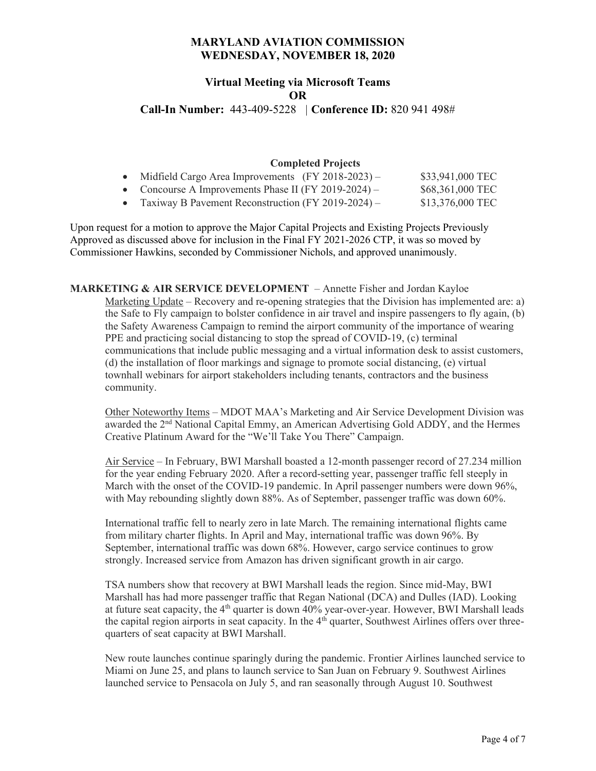# MARYLAND AVIATION COMMISSION
# WEDNESDAY, NOVEMBER 18, 2020

## Virtual Meeting via Microsoft Teams
## OR
## Call-In Number: 443-409-5228 | Conference ID: 820 941 498#

**Completed Projects**

- Midfield Cargo Area Improvements (FY 2018-2023) – $33,941,000 TEC
- Concourse A Improvements Phase II (FY 2019-2024) – $68,361,000 TEC
- Taxiway B Pavement Reconstruction (FY 2019-2024) – $13,376,000 TEC

Upon request for a motion to approve the Major Capital Projects and Existing Projects Previously Approved as discussed above for inclusion in the Final FY 2021-2026 CTP, it was so moved by Commissioner Hawkins, seconded by Commissioner Nichols, and approved unanimously.

**MARKETING & AIR SERVICE DEVELOPMENT** – Annette Fisher and Jordan Kayloe

Marketing Update – Recovery and re-opening strategies that the Division has implemented are: a) the Safe to Fly campaign to bolster confidence in air travel and inspire passengers to fly again, (b) the Safety Awareness Campaign to remind the airport community of the importance of wearing PPE and practicing social distancing to stop the spread of COVID-19, (c) terminal communications that include public messaging and a virtual information desk to assist customers, (d) the installation of floor markings and signage to promote social distancing, (e) virtual townhall webinars for airport stakeholders including tenants, contractors and the business community.

Other Noteworthy Items – MDOT MAA's Marketing and Air Service Development Division was awarded the 2nd National Capital Emmy, an American Advertising Gold ADDY, and the Hermes Creative Platinum Award for the "We'll Take You There" Campaign.

Air Service – In February, BWI Marshall boasted a 12-month passenger record of 27.234 million for the year ending February 2020. After a record-setting year, passenger traffic fell steeply in March with the onset of the COVID-19 pandemic. In April passenger numbers were down 96%, with May rebounding slightly down 88%. As of September, passenger traffic was down 60%.

International traffic fell to nearly zero in late March. The remaining international flights came from military charter flights. In April and May, international traffic was down 96%. By September, international traffic was down 68%. However, cargo service continues to grow strongly. Increased service from Amazon has driven significant growth in air cargo.

TSA numbers show that recovery at BWI Marshall leads the region. Since mid-May, BWI Marshall has had more passenger traffic that Regan National (DCA) and Dulles (IAD). Looking at future seat capacity, the 4th quarter is down 40% year-over-year. However, BWI Marshall leads the capital region airports in seat capacity. In the 4th quarter, Southwest Airlines offers over three-quarters of seat capacity at BWI Marshall.

New route launches continue sparingly during the pandemic. Frontier Airlines launched service to Miami on June 25, and plans to launch service to San Juan on February 9. Southwest Airlines launched service to Pensacola on July 5, and ran seasonally through August 10. Southwest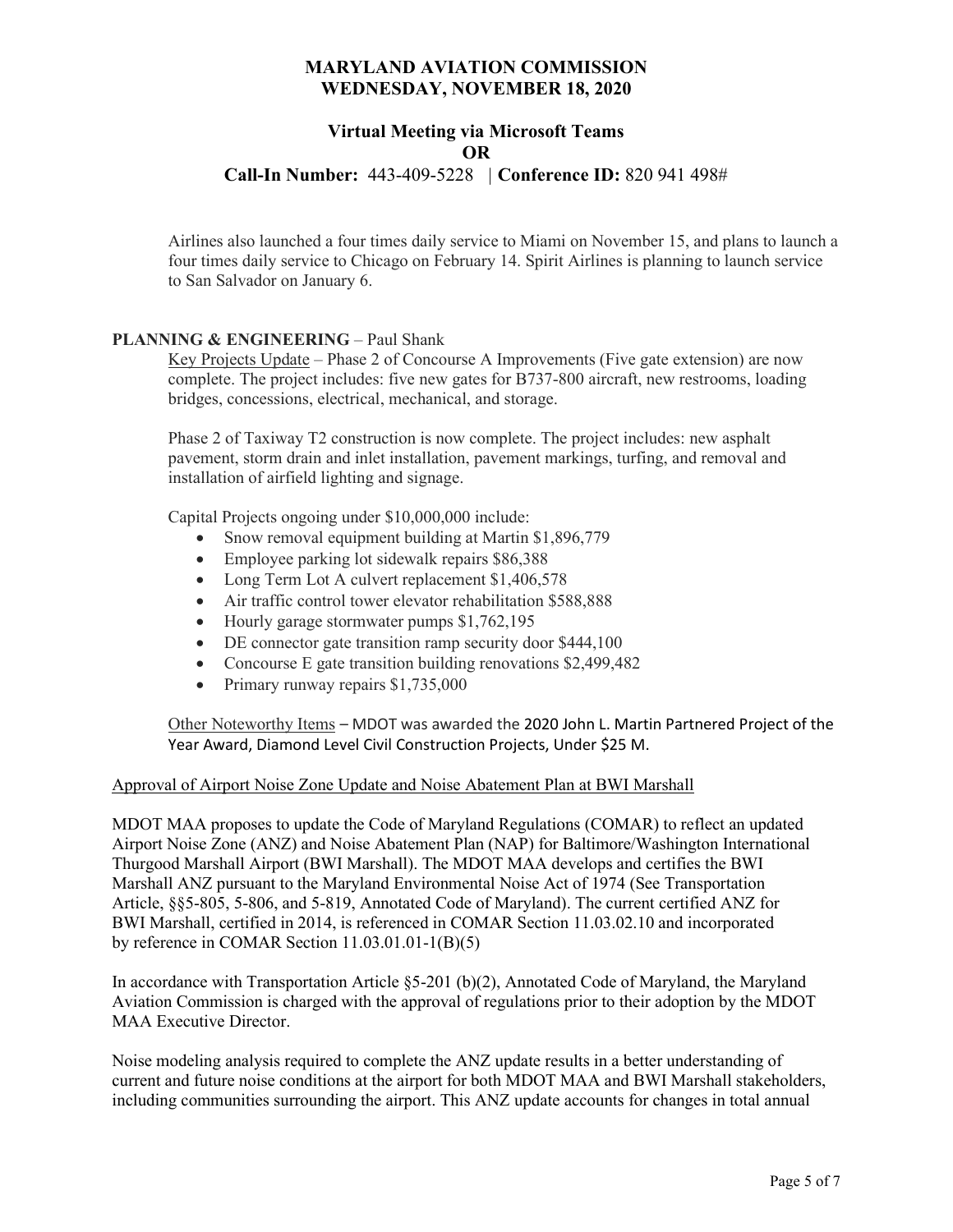Airlines also launched a four times daily service to Miami on November 15, and plans to launch a four times daily service to Chicago on February 14. Spirit Airlines is planning to launch service to San Salvador on January 6.

**PLANNING & ENGINEERING** – Paul Shank

Key Projects Update – Phase 2 of Concourse A Improvements (Five gate extension) are now complete. The project includes: five new gates for B737-800 aircraft, new restrooms, loading bridges, concessions, electrical, mechanical, and storage.

Phase 2 of Taxiway T2 construction is now complete. The project includes: new asphalt pavement, storm drain and inlet installation, pavement markings, turfing, and removal and installation of airfield lighting and signage.

Capital Projects ongoing under $10,000,000 include:

- Snow removal equipment building at Martin $1,896,779
- Employee parking lot sidewalk repairs $86,388
- Long Term Lot A culvert replacement $1,406,578
- Air traffic control tower elevator rehabilitation $588,888
- Hourly garage stormwater pumps $1,762,195
- DE connector gate transition ramp security door $444,100
- Concourse E gate transition building renovations $2,499,482
- Primary runway repairs $1,735,000

Other Noteworthy Items – MDOT was awarded the 2020 John L. Martin Partnered Project of the Year Award, Diamond Level Civil Construction Projects, Under $25 M.

Approval of Airport Noise Zone Update and Noise Abatement Plan at BWI Marshall

MDOT MAA proposes to update the Code of Maryland Regulations (COMAR) to reflect an updated Airport Noise Zone (ANZ) and Noise Abatement Plan (NAP) for Baltimore/Washington International Thurgood Marshall Airport (BWI Marshall). The MDOT MAA develops and certifies the BWI Marshall ANZ pursuant to the Maryland Environmental Noise Act of 1974 (See Transportation Article, §§5-805, 5-806, and 5-819, Annotated Code of Maryland). The current certified ANZ for BWI Marshall, certified in 2014, is referenced in COMAR Section 11.03.02.10 and incorporated by reference in COMAR Section 11.03.01.01-1(B)(5)

In accordance with Transportation Article §5-201 (b)(2), Annotated Code of Maryland, the Maryland Aviation Commission is charged with the approval of regulations prior to their adoption by the MDOT MAA Executive Director.

Noise modeling analysis required to complete the ANZ update results in a better understanding of current and future noise conditions at the airport for both MDOT MAA and BWI Marshall stakeholders, including communities surrounding the airport. This ANZ update accounts for changes in total annual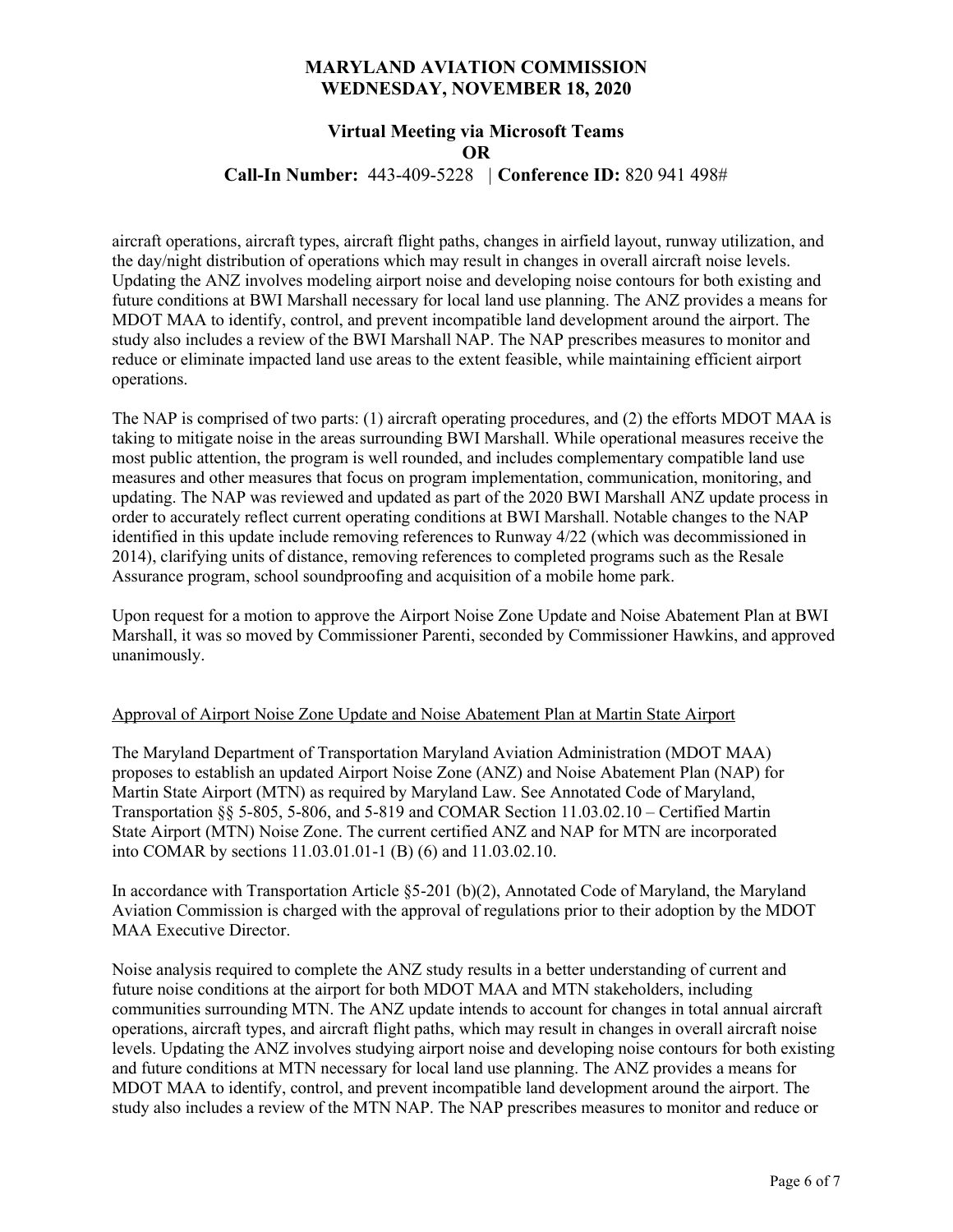aircraft operations, aircraft types, aircraft flight paths, changes in airfield layout, runway utilization, and the day/night distribution of operations which may result in changes in overall aircraft noise levels. Updating the ANZ involves modeling airport noise and developing noise contours for both existing and future conditions at BWI Marshall necessary for local land use planning. The ANZ provides a means for MDOT MAA to identify, control, and prevent incompatible land development around the airport. The study also includes a review of the BWI Marshall NAP. The NAP prescribes measures to monitor and reduce or eliminate impacted land use areas to the extent feasible, while maintaining efficient airport operations.

The NAP is comprised of two parts: (1) aircraft operating procedures, and (2) the efforts MDOT MAA is taking to mitigate noise in the areas surrounding BWI Marshall. While operational measures receive the most public attention, the program is well rounded, and includes complementary compatible land use measures and other measures that focus on program implementation, communication, monitoring, and updating. The NAP was reviewed and updated as part of the 2020 BWI Marshall ANZ update process in order to accurately reflect current operating conditions at BWI Marshall. Notable changes to the NAP identified in this update include removing references to Runway 4/22 (which was decommissioned in 2014), clarifying units of distance, removing references to completed programs such as the Resale Assurance program, school soundproofing and acquisition of a mobile home park.

Upon request for a motion to approve the Airport Noise Zone Update and Noise Abatement Plan at BWI Marshall, it was so moved by Commissioner Parenti, seconded by Commissioner Hawkins, and approved unanimously.

<u>Approval of Airport Noise Zone Update and Noise Abatement Plan at Martin State Airport</u>

The Maryland Department of Transportation Maryland Aviation Administration (MDOT MAA) proposes to establish an updated Airport Noise Zone (ANZ) and Noise Abatement Plan (NAP) for Martin State Airport (MTN) as required by Maryland Law. See Annotated Code of Maryland, Transportation §§ 5-805, 5-806, and 5-819 and COMAR Section 11.03.02.10 – Certified Martin State Airport (MTN) Noise Zone. The current certified ANZ and NAP for MTN are incorporated into COMAR by sections 11.03.01.01-1 (B) (6) and 11.03.02.10.

In accordance with Transportation Article §5-201 (b)(2), Annotated Code of Maryland, the Maryland Aviation Commission is charged with the approval of regulations prior to their adoption by the MDOT MAA Executive Director.

Noise analysis required to complete the ANZ study results in a better understanding of current and future noise conditions at the airport for both MDOT MAA and MTN stakeholders, including communities surrounding MTN. The ANZ update intends to account for changes in total annual aircraft operations, aircraft types, and aircraft flight paths, which may result in changes in overall aircraft noise levels. Updating the ANZ involves studying airport noise and developing noise contours for both existing and future conditions at MTN necessary for local land use planning. The ANZ provides a means for MDOT MAA to identify, control, and prevent incompatible land development around the airport. The study also includes a review of the MTN NAP. The NAP prescribes measures to monitor and reduce or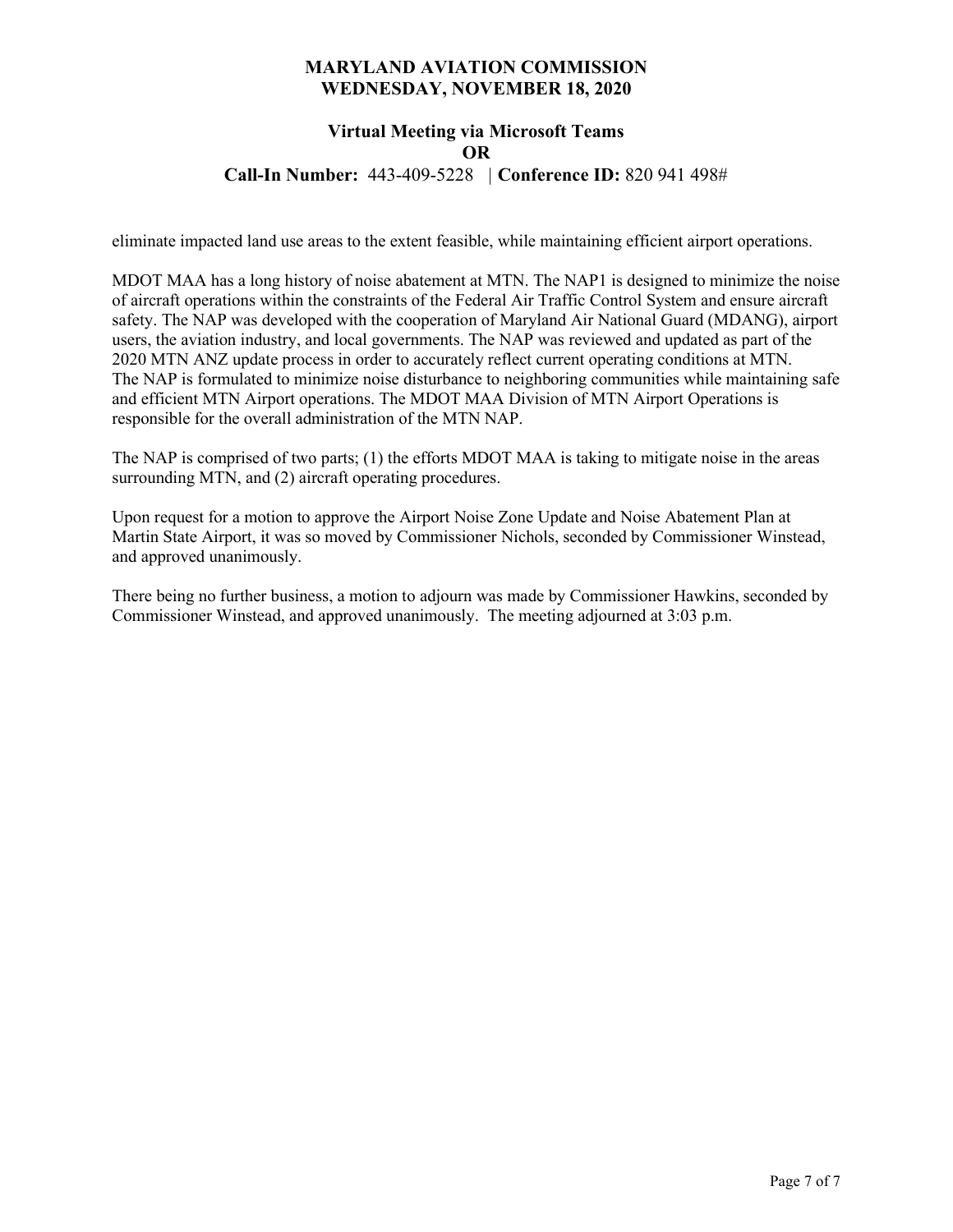eliminate impacted land use areas to the extent feasible, while maintaining efficient airport operations.

MDOT MAA has a long history of noise abatement at MTN. The NAP1 is designed to minimize the noise of aircraft operations within the constraints of the Federal Air Traffic Control System and ensure aircraft safety. The NAP was developed with the cooperation of Maryland Air National Guard (MDANG), airport users, the aviation industry, and local governments. The NAP was reviewed and updated as part of the 2020 MTN ANZ update process in order to accurately reflect current operating conditions at MTN. The NAP is formulated to minimize noise disturbance to neighboring communities while maintaining safe and efficient MTN Airport operations. The MDOT MAA Division of MTN Airport Operations is responsible for the overall administration of the MTN NAP.

The NAP is comprised of two parts; (1) the efforts MDOT MAA is taking to mitigate noise in the areas surrounding MTN, and (2) aircraft operating procedures.

Upon request for a motion to approve the Airport Noise Zone Update and Noise Abatement Plan at Martin State Airport, it was so moved by Commissioner Nichols, seconded by Commissioner Winstead, and approved unanimously.

There being no further business, a motion to adjourn was made by Commissioner Hawkins, seconded by Commissioner Winstead, and approved unanimously. The meeting adjourned at 3:03 p.m.